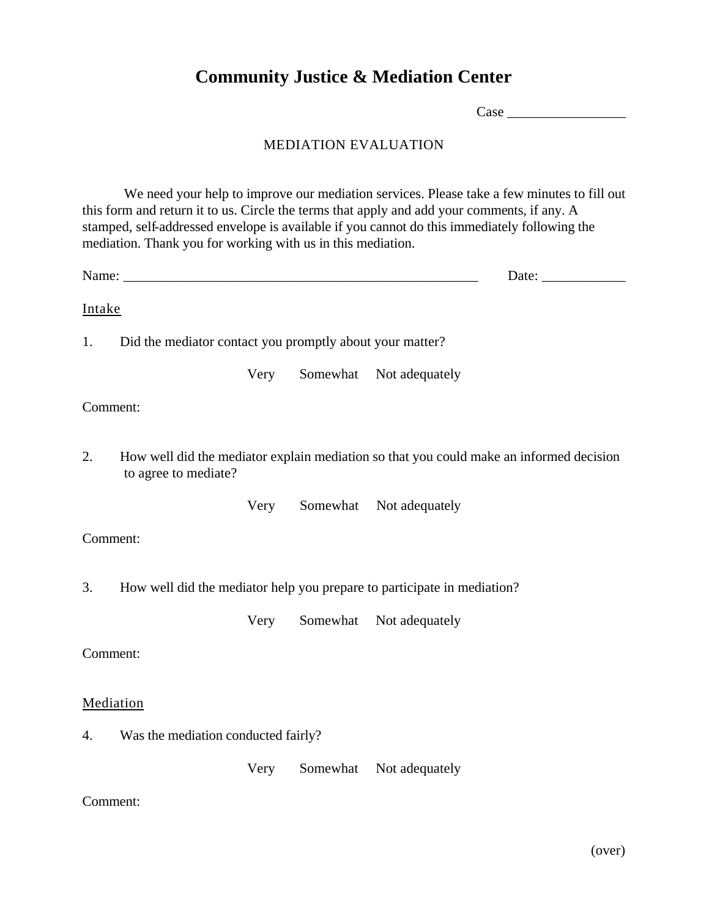# Community Justice & Mediation Center

Case _________________

MEDIATION EVALUATION

We need your help to improve our mediation services. Please take a few minutes to fill out this form and return it to us. Circle the terms that apply and add your comments, if any. A stamped, self-addressed envelope is available if you cannot do this immediately following the mediation. Thank you for working with us in this mediation.

Name: _____________________________________________________ Date: ____________

## Intake

1. Did the mediator contact you promptly about your matter?

Very    Somewhat    Not adequately

Comment:

2. How well did the mediator explain mediation so that you could make an informed decision to agree to mediate?

Very    Somewhat    Not adequately

Comment:

3. How well did the mediator help you prepare to participate in mediation?

Very    Somewhat    Not adequately

Comment:

## Mediation

4. Was the mediation conducted fairly?

Very    Somewhat    Not adequately

Comment:

(over)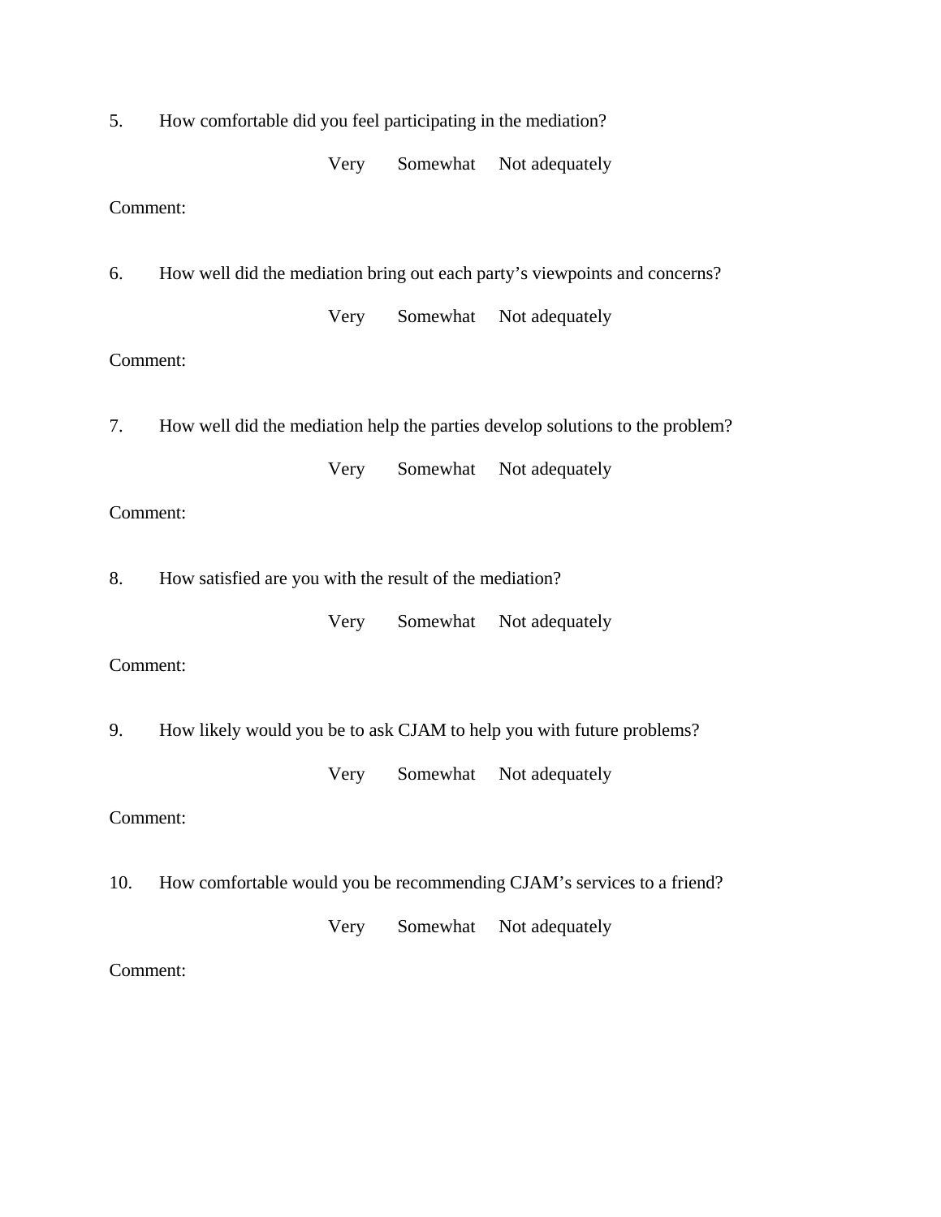5. How comfortable did you feel participating in the mediation?

Very Somewhat Not adequately

Comment:

6. How well did the mediation bring out each party's viewpoints and concerns?

Very Somewhat Not adequately

Comment:

7. How well did the mediation help the parties develop solutions to the problem?

Very Somewhat Not adequately

Comment:

8. How satisfied are you with the result of the mediation?

Very Somewhat Not adequately

Comment:

9. How likely would you be to ask CJAM to help you with future problems?

Very Somewhat Not adequately

Comment:

10. How comfortable would you be recommending CJAM's services to a friend?

Very Somewhat Not adequately

Comment: